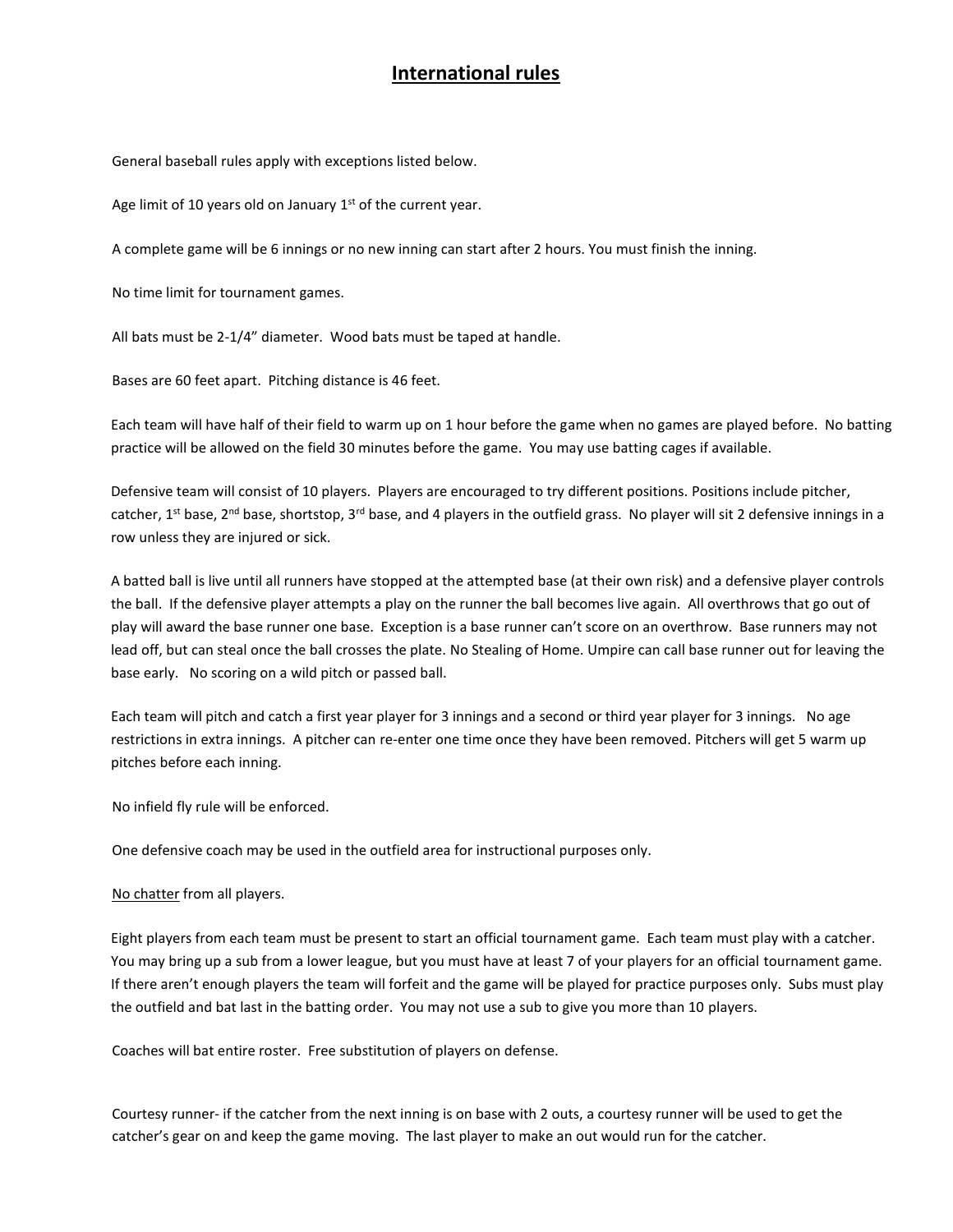# International rules

General baseball rules apply with exceptions listed below.

Age limit of 10 years old on January 1st of the current year.

A complete game will be 6 innings or no new inning can start after 2 hours. You must finish the inning.

No time limit for tournament games.

All bats must be 2-1/4" diameter. Wood bats must be taped at handle.

Bases are 60 feet apart. Pitching distance is 46 feet.

Each team will have half of their field to warm up on 1 hour before the game when no games are played before. No batting practice will be allowed on the field 30 minutes before the game. You may use batting cages if available.

Defensive team will consist of 10 players. Players are encouraged to try different positions. Positions include pitcher, catcher, 1st base, 2nd base, shortstop, 3rd base, and 4 players in the outfield grass. No player will sit 2 defensive innings in a row unless they are injured or sick.

A batted ball is live until all runners have stopped at the attempted base (at their own risk) and a defensive player controls the ball. If the defensive player attempts a play on the runner the ball becomes live again. All overthrows that go out of play will award the base runner one base. Exception is a base runner can't score on an overthrow. Base runners may not lead off, but can steal once the ball crosses the plate. No Stealing of Home. Umpire can call base runner out for leaving the base early. No scoring on a wild pitch or passed ball.

Each team will pitch and catch a first year player for 3 innings and a second or third year player for 3 innings. No age restrictions in extra innings. A pitcher can re-enter one time once they have been removed. Pitchers will get 5 warm up pitches before each inning.

No infield fly rule will be enforced.

One defensive coach may be used in the outfield area for instructional purposes only.

<u>No chatter</u> from all players.

Eight players from each team must be present to start an official tournament game. Each team must play with a catcher. You may bring up a sub from a lower league, but you must have at least 7 of your players for an official tournament game. If there aren't enough players the team will forfeit and the game will be played for practice purposes only. Subs must play the outfield and bat last in the batting order. You may not use a sub to give you more than 10 players.

Coaches will bat entire roster. Free substitution of players on defense.

Courtesy runner- if the catcher from the next inning is on base with 2 outs, a courtesy runner will be used to get the catcher's gear on and keep the game moving. The last player to make an out would run for the catcher.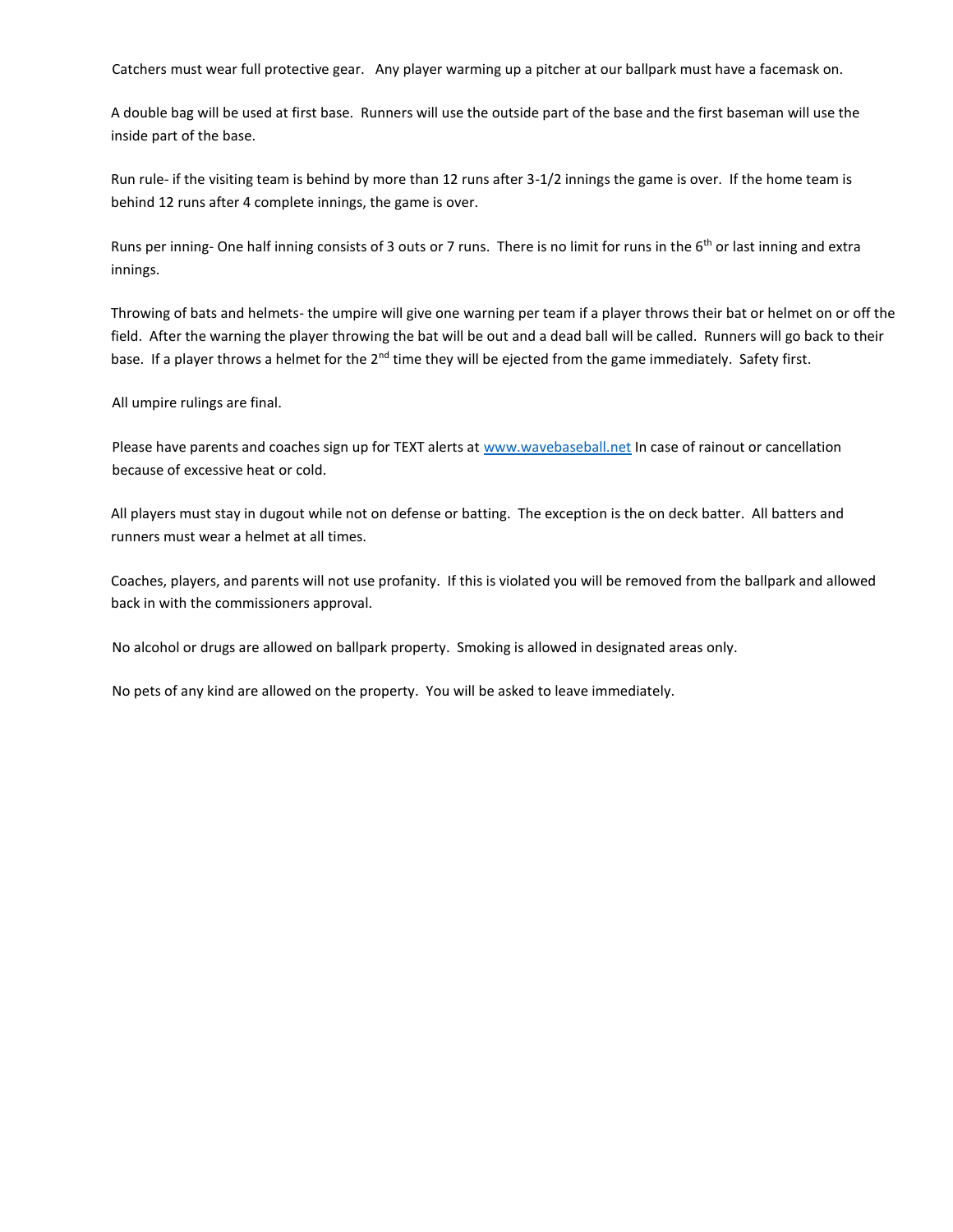Catchers must wear full protective gear. Any player warming up a pitcher at our ballpark must have a facemask on.

A double bag will be used at first base. Runners will use the outside part of the base and the first baseman will use the inside part of the base.

Run rule- if the visiting team is behind by more than 12 runs after 3-1/2 innings the game is over. If the home team is behind 12 runs after 4 complete innings, the game is over.

Runs per inning- One half inning consists of 3 outs or 7 runs. There is no limit for runs in the 6th or last inning and extra innings.

Throwing of bats and helmets- the umpire will give one warning per team if a player throws their bat or helmet on or off the field. After the warning the player throwing the bat will be out and a dead ball will be called. Runners will go back to their base. If a player throws a helmet for the 2nd time they will be ejected from the game immediately. Safety first.

All umpire rulings are final.

Please have parents and coaches sign up for TEXT alerts at [www.wavebaseball.net](http://www.wavebaseball.net) In case of rainout or cancellation because of excessive heat or cold.

All players must stay in dugout while not on defense or batting. The exception is the on deck batter. All batters and runners must wear a helmet at all times.

Coaches, players, and parents will not use profanity. If this is violated you will be removed from the ballpark and allowed back in with the commissioners approval.

No alcohol or drugs are allowed on ballpark property. Smoking is allowed in designated areas only.

No pets of any kind are allowed on the property. You will be asked to leave immediately.